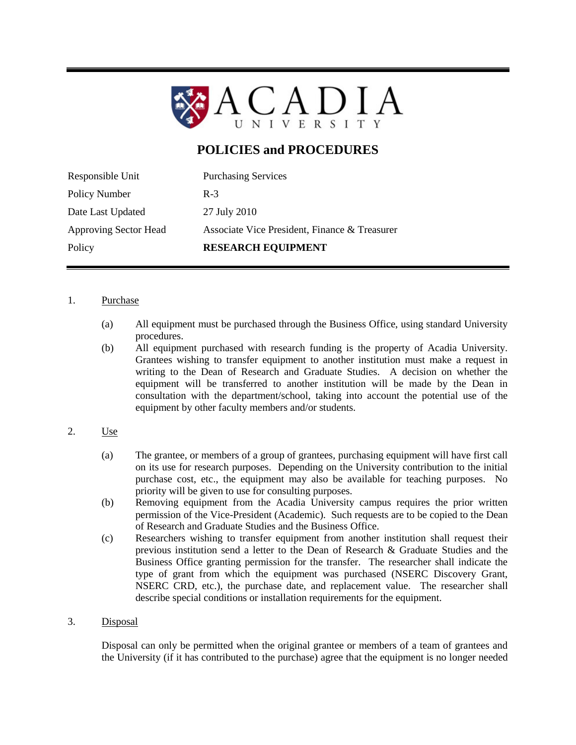# ACADIA UNIVERSITY

## POLICIES and PROCEDURES

| | |
|---|---|
| Responsible Unit | Purchasing Services |
| Policy Number | R-3 |
| Date Last Updated | 27 July 2010 |
| Approving Sector Head | Associate Vice President, Finance & Treasurer |
| Policy | **RESEARCH EQUIPMENT** |

1. Purchase

   (a) All equipment must be purchased through the Business Office, using standard University procedures.

   (b) All equipment purchased with research funding is the property of Acadia University. Grantees wishing to transfer equipment to another institution must make a request in writing to the Dean of Research and Graduate Studies. A decision on whether the equipment will be transferred to another institution will be made by the Dean in consultation with the department/school, taking into account the potential use of the equipment by other faculty members and/or students.

2. Use

   (a) The grantee, or members of a group of grantees, purchasing equipment will have first call on its use for research purposes. Depending on the University contribution to the initial purchase cost, etc., the equipment may also be available for teaching purposes. No priority will be given to use for consulting purposes.

   (b) Removing equipment from the Acadia University campus requires the prior written permission of the Vice-President (Academic). Such requests are to be copied to the Dean of Research and Graduate Studies and the Business Office.

   (c) Researchers wishing to transfer equipment from another institution shall request their previous institution send a letter to the Dean of Research & Graduate Studies and the Business Office granting permission for the transfer. The researcher shall indicate the type of grant from which the equipment was purchased (NSERC Discovery Grant, NSERC CRD, etc.), the purchase date, and replacement value. The researcher shall describe special conditions or installation requirements for the equipment.

3. Disposal

   Disposal can only be permitted when the original grantee or members of a team of grantees and the University (if it has contributed to the purchase) agree that the equipment is no longer needed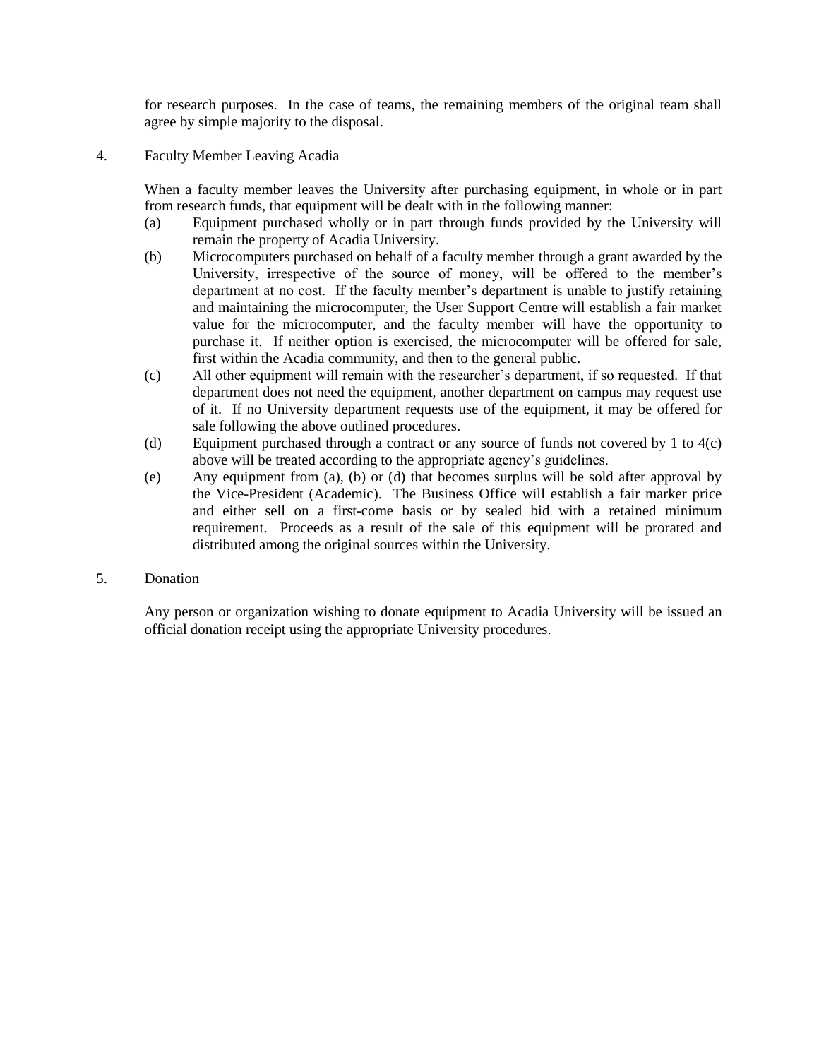for research purposes. In the case of teams, the remaining members of the original team shall agree by simple majority to the disposal.

4. Faculty Member Leaving Acadia

When a faculty member leaves the University after purchasing equipment, in whole or in part from research funds, that equipment will be dealt with in the following manner:

(a) Equipment purchased wholly or in part through funds provided by the University will remain the property of Acadia University.

(b) Microcomputers purchased on behalf of a faculty member through a grant awarded by the University, irrespective of the source of money, will be offered to the member's department at no cost. If the faculty member's department is unable to justify retaining and maintaining the microcomputer, the User Support Centre will establish a fair market value for the microcomputer, and the faculty member will have the opportunity to purchase it. If neither option is exercised, the microcomputer will be offered for sale, first within the Acadia community, and then to the general public.

(c) All other equipment will remain with the researcher's department, if so requested. If that department does not need the equipment, another department on campus may request use of it. If no University department requests use of the equipment, it may be offered for sale following the above outlined procedures.

(d) Equipment purchased through a contract or any source of funds not covered by 1 to 4(c) above will be treated according to the appropriate agency's guidelines.

(e) Any equipment from (a), (b) or (d) that becomes surplus will be sold after approval by the Vice-President (Academic). The Business Office will establish a fair marker price and either sell on a first-come basis or by sealed bid with a retained minimum requirement. Proceeds as a result of the sale of this equipment will be prorated and distributed among the original sources within the University.

5. Donation

Any person or organization wishing to donate equipment to Acadia University will be issued an official donation receipt using the appropriate University procedures.